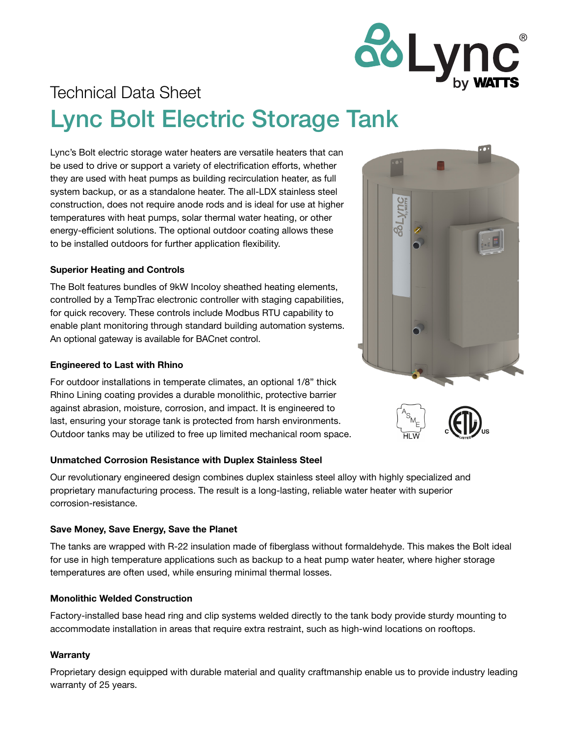Technical Data Sheet

# Lync Bolt Electric Storage Tank

Lync's Bolt electric storage water heaters are versatile heaters that can be used to drive or support a variety of electrification efforts, whether they are used with heat pumps as building recirculation heater, as full system backup, or as a standalone heater. The all-LDX stainless steel construction, does not require anode rods and is ideal for use at higher temperatures with heat pumps, solar thermal water heating, or other energy-efficient solutions. The optional outdoor coating allows these to be installed outdoors for further application flexibility.

### Superior Heating and Controls

The Bolt features bundles of 9kW Incoloy sheathed heating elements, controlled by a TempTrac electronic controller with staging capabilities, for quick recovery. These controls include Modbus RTU capability to enable plant monitoring through standard building automation systems. An optional gateway is available for BACnet control.

### Engineered to Last with Rhino

For outdoor installations in temperate climates, an optional 1/8" thick Rhino Lining coating provides a durable monolithic, protective barrier against abrasion, moisture, corrosion, and impact. It is engineered to last, ensuring your storage tank is protected from harsh environments. Outdoor tanks may be utilized to free up limited mechanical room space.

### Unmatched Corrosion Resistance with Duplex Stainless Steel

Our revolutionary engineered design combines duplex stainless steel alloy with highly specialized and proprietary manufacturing process. The result is a long-lasting, reliable water heater with superior corrosion-resistance.

### Save Money, Save Energy, Save the Planet

The tanks are wrapped with R-22 insulation made of fiberglass without formaldehyde. This makes the Bolt ideal for use in high temperature applications such as backup to a heat pump water heater, where higher storage temperatures are often used, while ensuring minimal thermal losses.

### Monolithic Welded Construction

Factory-installed base head ring and clip systems welded directly to the tank body provide sturdy mounting to accommodate installation in areas that require extra restraint, such as high-wind locations on rooftops.

### Warranty

Proprietary design equipped with durable material and quality craftmanship enable us to provide industry leading warranty of 25 years.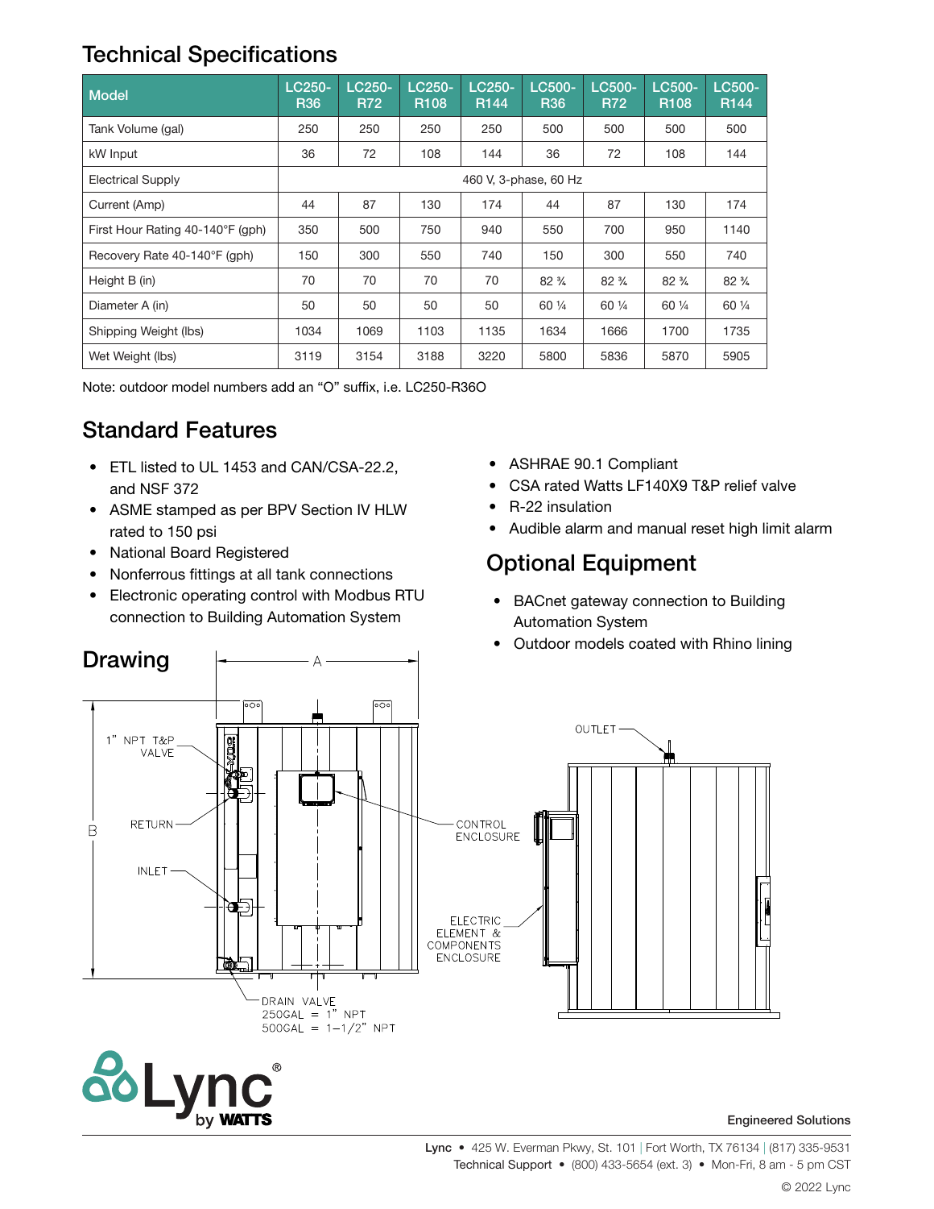## Technical Specifications

| Model | LC250-R36 | LC250-R72 | LC250-R108 | LC250-R144 | LC500-R36 | LC500-R72 | LC500-R108 | LC500-R144 |
|---|---|---|---|---|---|---|---|---|
| Tank Volume (gal) | 250 | 250 | 250 | 250 | 500 | 500 | 500 | 500 |
| kW Input | 36 | 72 | 108 | 144 | 36 | 72 | 108 | 144 |
| Electrical Supply | 460 V, 3-phase, 60 Hz | | | | | | | |
| Current (Amp) | 44 | 87 | 130 | 174 | 44 | 87 | 130 | 174 |
| First Hour Rating 40-140°F (gph) | 350 | 500 | 750 | 940 | 550 | 700 | 950 | 1140 |
| Recovery Rate 40-140°F (gph) | 150 | 300 | 550 | 740 | 150 | 300 | 550 | 740 |
| Height B (in) | 70 | 70 | 70 | 70 | 82 ¾ | 82 ¾ | 82 ¾ | 82 ¾ |
| Diameter A (in) | 50 | 50 | 50 | 50 | 60 ¼ | 60 ¼ | 60 ¼ | 60 ¼ |
| Shipping Weight (lbs) | 1034 | 1069 | 1103 | 1135 | 1634 | 1666 | 1700 | 1735 |
| Wet Weight (lbs) | 3119 | 3154 | 3188 | 3220 | 5800 | 5836 | 5870 | 5905 |

Note: outdoor model numbers add an "O" suffix, i.e. LC250-R36O

## Standard Features

- ETL listed to UL 1453 and CAN/CSA-22.2, and NSF 372
- ASME stamped as per BPV Section IV HLW rated to 150 psi
- National Board Registered
- Nonferrous fittings at all tank connections
- Electronic operating control with Modbus RTU connection to Building Automation System
- ASHRAE 90.1 Compliant
- CSA rated Watts LF140X9 T&P relief valve
- R-22 insulation
- Audible alarm and manual reset high limit alarm

## Optional Equipment

- BACnet gateway connection to Building Automation System
- Outdoor models coated with Rhino lining

## Drawing

A

B

1" NPT T&P VALVE

RETURN

INLET

DRAIN VALVE
250GAL = 1" NPT
500GAL = 1-1/2" NPT

CONTROL ENCLOSURE

ELECTRIC ELEMENT & COMPONENTS ENCLOSURE

OUTLET

Lync by WATTS

Engineered Solutions

**Lync** • 425 W. Everman Pkwy, St. 101 | Fort Worth, TX 76134 | (817) 335-9531
Technical Support • (800) 433-5654 (ext. 3) • Mon-Fri, 8 am - 5 pm CST

© 2022 Lync